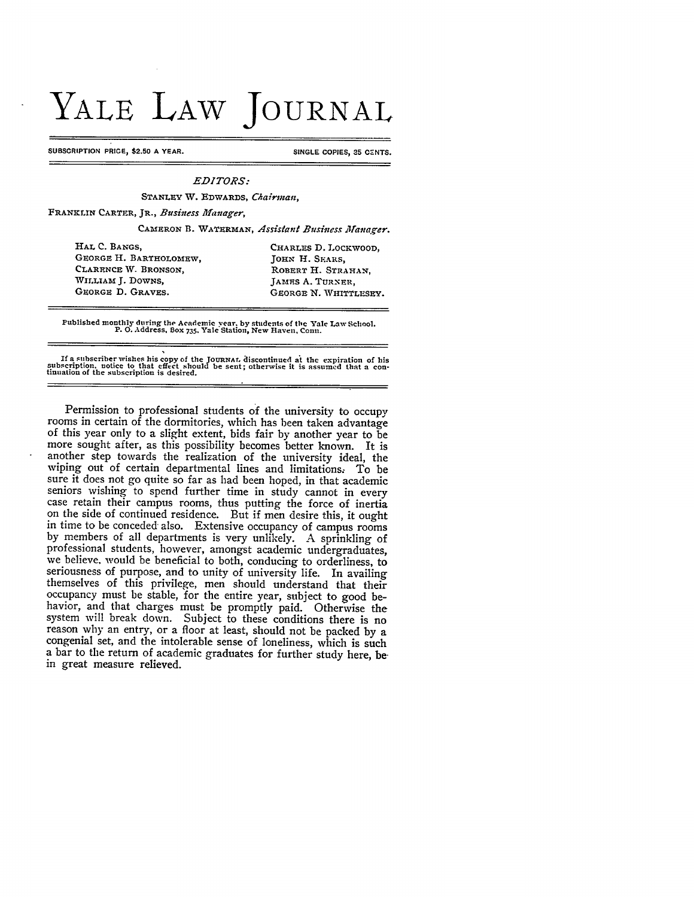# YALE LAW JOURNAL

SUBSCRIPTION PRICE, $2.50 A YEAR. SINGLE COPIES, 35 CENTS.

*EDITORS:*

STANLEY W. EDWARDS, *Chairman,*

FRANKLIN CARTER, JR., *Business Manager,*

CAMERON B. WATERMAN, *Assistant Business Manager.*

| | |
|---|---|
| HAL C. BANGS, | CHARLES D. LOCKWOOD, |
| GEORGE H. BARTHOLOMEW, | JOHN H. SEARS, |
| CLARENCE W. BRONSON, | ROBERT H. STRAHAN, |
| WILLIAM J. DOWNS, | JAMES A. TURNER, |
| GEORGE D. GRAVES. | GEORGE N. WHITTLESEY. |

Published monthly during the Academic year, by students of the Yale Law School.
P. O. Address, Box 735, Yale Station, New Haven, Conn.

If a subscriber wishes his copy of the JOURNAL discontinued at the expiration of his subscription, notice to that effect should be sent; otherwise it is assumed that a continuation of the subscription is desired.

Permission to professional students of the university to occupy rooms in certain of the dormitories, which has been taken advantage of this year only to a slight extent, bids fair by another year to be more sought after, as this possibility becomes better known. It is another step towards the realization of the university ideal, the wiping out of certain departmental lines and limitations. To be sure it does not go quite so far as had been hoped, in that academic seniors wishing to spend further time in study cannot in every case retain their campus rooms, thus putting the force of inertia on the side of continued residence. But if men desire this, it ought in time to be conceded also. Extensive occupancy of campus rooms by members of all departments is very unlikely. A sprinkling of professional students, however, amongst academic undergraduates, we believe, would be beneficial to both, conducing to orderliness, to seriousness of purpose, and to unity of university life. In availing themselves of this privilege, men should understand that their occupancy must be stable, for the entire year, subject to good behavior, and that charges must be promptly paid. Otherwise the system will break down. Subject to these conditions there is no reason why an entry, or a floor at least, should not be packed by a congenial set, and the intolerable sense of loneliness, which is such a bar to the return of academic graduates for further study here, be in great measure relieved.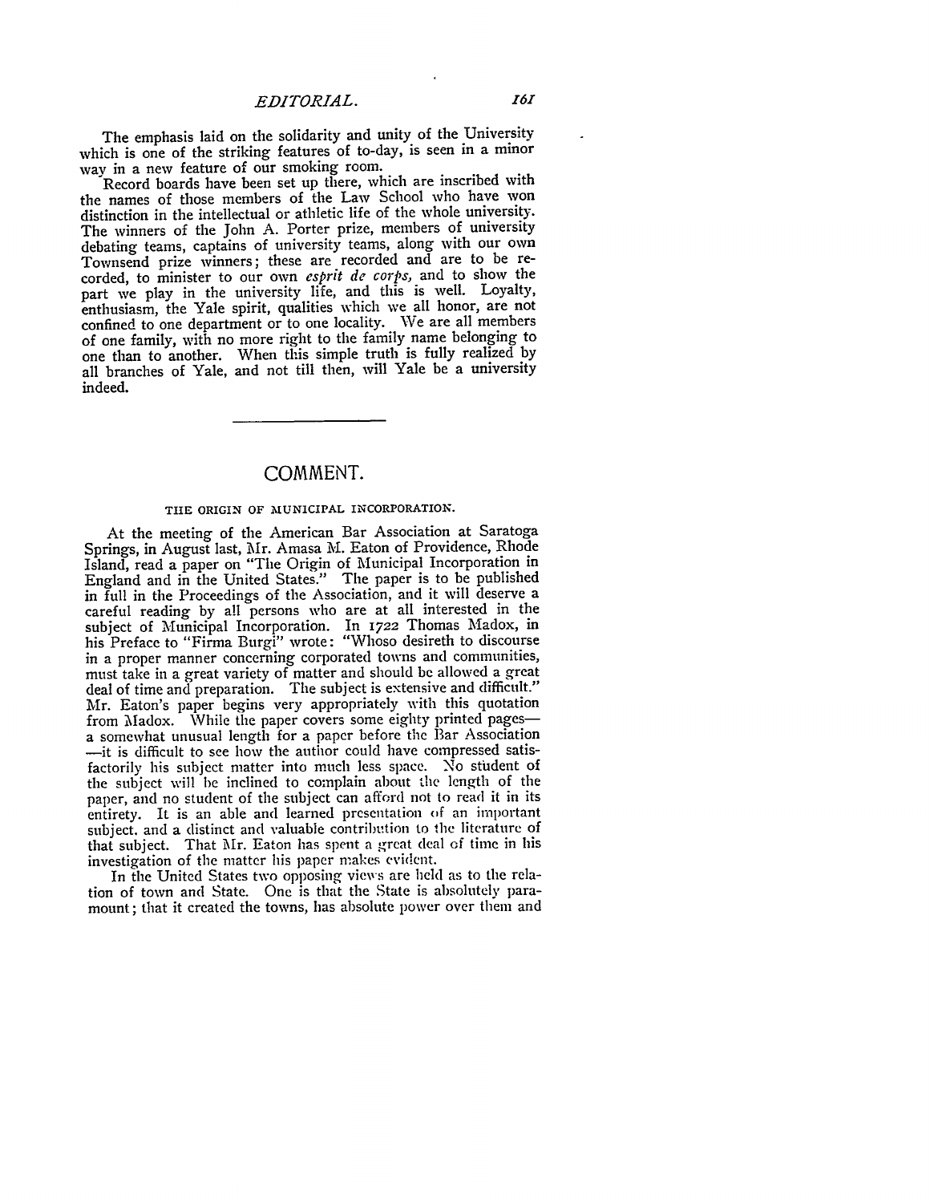The emphasis laid on the solidarity and unity of the University which is one of the striking features of to-day, is seen in a minor way in a new feature of our smoking room.

Record boards have been set up there, which are inscribed with the names of those members of the Law School who have won distinction in the intellectual or athletic life of the whole university. The winners of the John A. Porter prize, members of university debating teams, captains of university teams, along with our own Townsend prize winners; these are recorded and are to be recorded, to minister to our own *esprit de corps,* and to show the part we play in the university life, and this is well. Loyalty, enthusiasm, the Yale spirit, qualities which we all honor, are not confined to one department or to one locality. We are all members of one family, with no more right to the family name belonging to one than to another. When this simple truth is fully realized by all branches of Yale, and not till then, will Yale be a university indeed.

---

## COMMENT.

### THE ORIGIN OF MUNICIPAL INCORPORATION.

At the meeting of the American Bar Association at Saratoga Springs, in August last, Mr. Amasa M. Eaton of Providence, Rhode Island, read a paper on "The Origin of Municipal Incorporation in England and in the United States." The paper is to be published in full in the Proceedings of the Association, and it will deserve a careful reading by all persons who are at all interested in the subject of Municipal Incorporation. In 1722 Thomas Madox, in his Preface to "Firma Burgi" wrote: "Whoso desireth to discourse in a proper manner concerning corporated towns and communities, must take in a great variety of matter and should be allowed a great deal of time and preparation. The subject is extensive and difficult." Mr. Eaton's paper begins very appropriately with this quotation from Madox. While the paper covers some eighty printed pages—a somewhat unusual length for a paper before the Bar Association—it is difficult to see how the author could have compressed satisfactorily his subject matter into much less space. No student of the subject will be inclined to complain about the length of the paper, and no student of the subject can afford not to read it in its entirety. It is an able and learned presentation of an important subject, and a distinct and valuable contribution to the literature of that subject. That Mr. Eaton has spent a great deal of time in his investigation of the matter his paper makes evident.

In the United States two opposing views are held as to the relation of town and State. One is that the State is absolutely paramount; that it created the towns, has absolute power over them and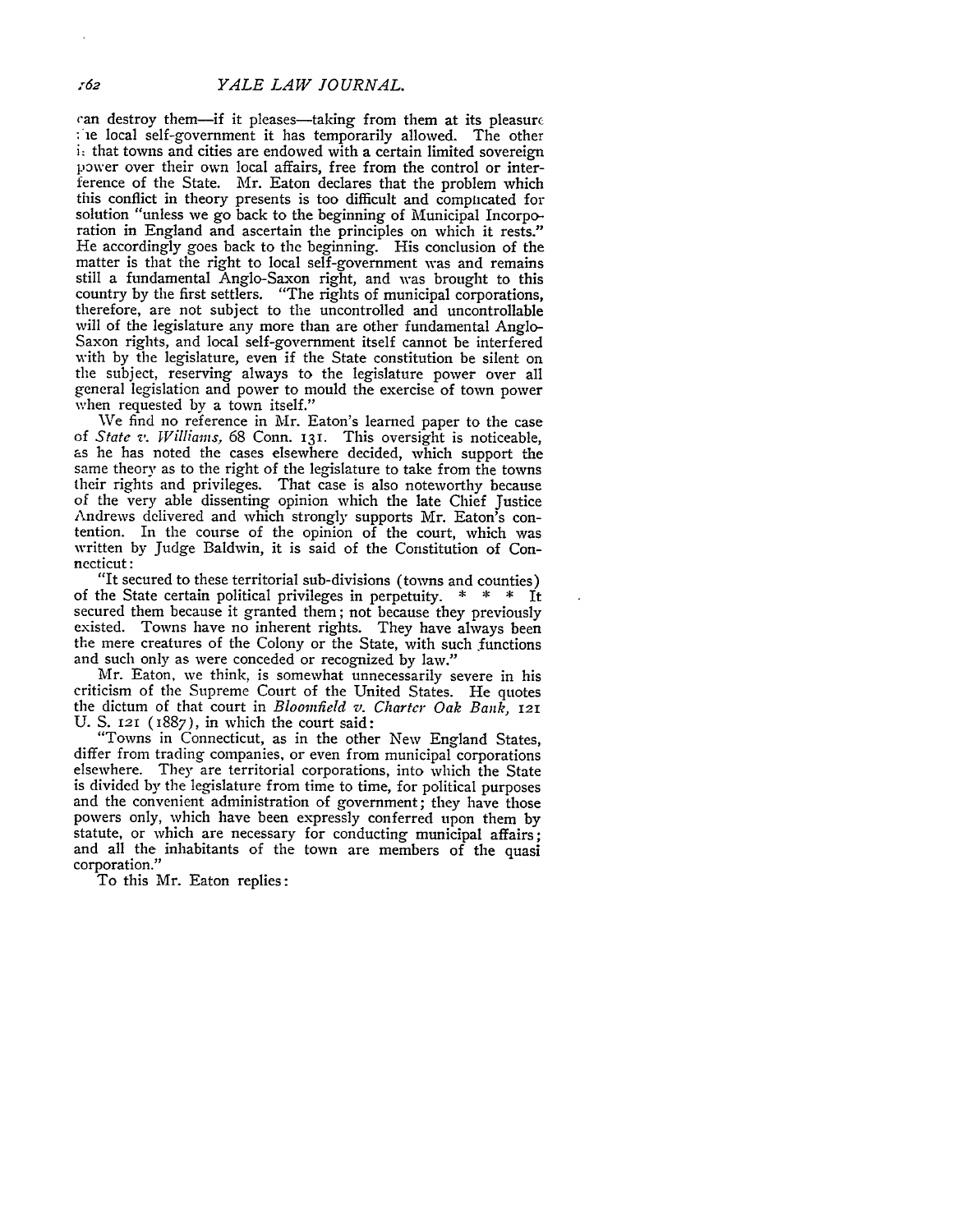can destroy them—if it pleases—taking from them at its pleasure the local self-government it has temporarily allowed. The other is that towns and cities are endowed with a certain limited sovereign power over their own local affairs, free from the control or interference of the State. Mr. Eaton declares that the problem which this conflict in theory presents is too difficult and complicated for solution "unless we go back to the beginning of Municipal Incorporation in England and ascertain the principles on which it rests." He accordingly goes back to the beginning. His conclusion of the matter is that the right to local self-government was and remains still a fundamental Anglo-Saxon right, and was brought to this country by the first settlers. "The rights of municipal corporations, therefore, are not subject to the uncontrolled and uncontrollable will of the legislature any more than are other fundamental Anglo-Saxon rights, and local self-government itself cannot be interfered with by the legislature, even if the State constitution be silent on the subject, reserving always to the legislature power over all general legislation and power to mould the exercise of town power when requested by a town itself."

We find no reference in Mr. Eaton's learned paper to the case of *State v. Williams*, 68 Conn. 131. This oversight is noticeable, as he has noted the cases elsewhere decided, which support the same theory as to the right of the legislature to take from the towns their rights and privileges. That case is also noteworthy because of the very able dissenting opinion which the late Chief Justice Andrews delivered and which strongly supports Mr. Eaton's contention. In the course of the opinion of the court, which was written by Judge Baldwin, it is said of the Constitution of Connecticut:

"It secured to these territorial sub-divisions (towns and counties) of the State certain political privileges in perpetuity. * * * It secured them because it granted them; not because they previously existed. Towns have no inherent rights. They have always been the mere creatures of the Colony or the State, with such functions and such only as were conceded or recognized by law."

Mr. Eaton, we think, is somewhat unnecessarily severe in his criticism of the Supreme Court of the United States. He quotes the dictum of that court in *Bloomfield v. Charter Oak Bank*, 121 U. S. 121 (1887), in which the court said:

"Towns in Connecticut, as in the other New England States, differ from trading companies, or even from municipal corporations elsewhere. They are territorial corporations, into which the State is divided by the legislature from time to time, for political purposes and the convenient administration of government; they have those powers only, which have been expressly conferred upon them by statute, or which are necessary for conducting municipal affairs; and all the inhabitants of the town are members of the quasi corporation."

To this Mr. Eaton replies: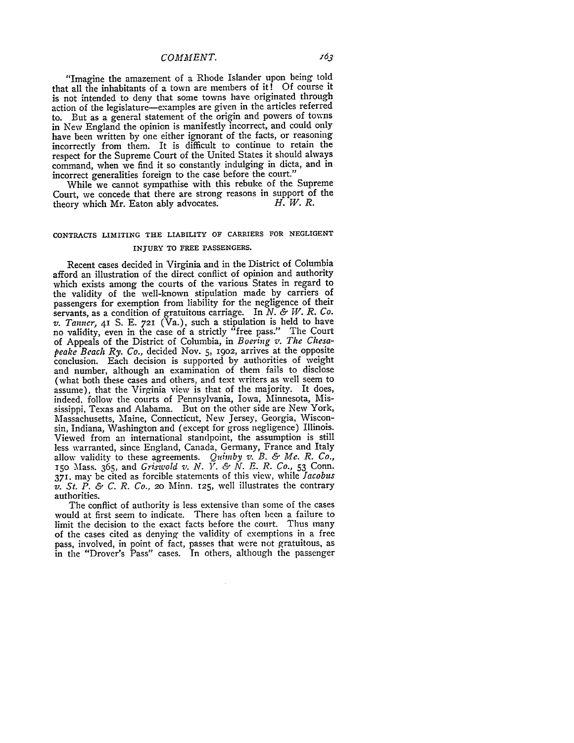"Imagine the amazement of a Rhode Islander upon being told that all the inhabitants of a town are members of it! Of course it is not intended to deny that some towns have originated through action of the legislature—examples are given in the articles referred to. But as a general statement of the origin and powers of towns in New England the opinion is manifestly incorrect, and could only have been written by one either ignorant of the facts, or reasoning incorrectly from them. It is difficult to continue to retain the respect for the Supreme Court of the United States it should always command, when we find it so constantly indulging in dicta, and in incorrect generalities foreign to the case before the court."

While we cannot sympathise with this rebuke of the Supreme Court, we concede that there are strong reasons in support of the theory which Mr. Eaton ably advocates. *H. W. R.*

## CONTRACTS LIMITING THE LIABILITY OF CARRIERS FOR NEGLIGENT INJURY TO FREE PASSENGERS.

Recent cases decided in Virginia and in the District of Columbia afford an illustration of the direct conflict of opinion and authority which exists among the courts of the various States in regard to the validity of the well-known stipulation made by carriers of passengers for exemption from liability for the negligence of their servants, as a condition of gratuitous carriage. In *N. & W. R. Co. v. Tanner*, 41 S. E. 721 (Va.), such a stipulation is held to have no validity, even in the case of a strictly "free pass." The Court of Appeals of the District of Columbia, in *Boering v. The Chesapeake Beach Ry. Co.*, decided Nov. 5, 1902, arrives at the opposite conclusion. Each decision is supported by authorities of weight and number, although an examination of them fails to disclose (what both these cases and others, and text writers as well seem to assume), that the Virginia view is that of the majority. It does, indeed, follow the courts of Pennsylvania, Iowa, Minnesota, Mississippi, Texas and Alabama. But on the other side are New York, Massachusetts, Maine, Connecticut, New Jersey, Georgia, Wisconsin, Indiana, Washington and (except for gross negligence) Illinois. Viewed from an international standpoint, the assumption is still less warranted, since England, Canada, Germany, France and Italy allow validity to these agreements. *Quimby v. B. & Me. R. Co.*, 150 Mass. 365, and *Griswold v. N. Y. & N. E. R. R. Co.*, 53 Conn. 371, may be cited as forcible statements of this view, while *Jacobus v. St. P. & C. R. Co.*, 20 Minn. 125, well illustrates the contrary authorities.

The conflict of authority is less extensive than some of the cases would at first seem to indicate. There has often been a failure to limit the decision to the exact facts before the court. Thus many of the cases cited as denying the validity of exemptions in a free pass, involved, in point of fact, passes that were not gratuitous, as in the "Drover's Pass" cases. In others, although the passenger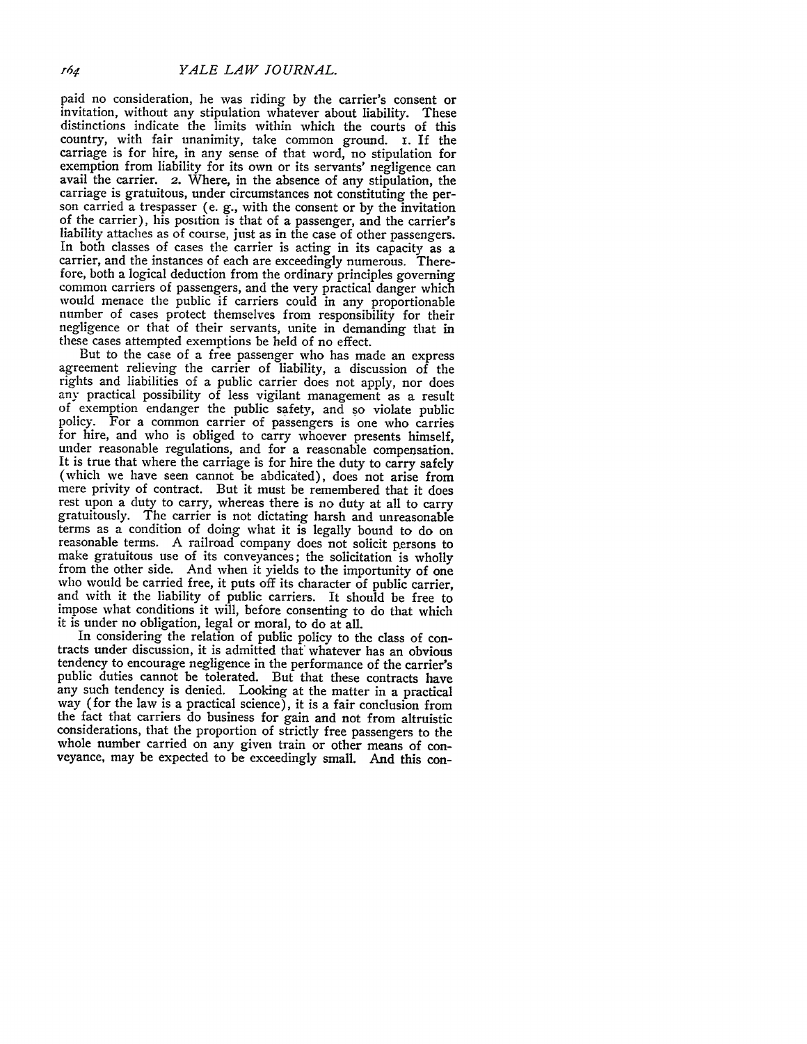paid no consideration, he was riding by the carrier's consent or invitation, without any stipulation whatever about liability. These distinctions indicate the limits within which the courts of this country, with fair unanimity, take common ground. 1. If the carriage is for hire, in any sense of that word, no stipulation for exemption from liability for its own or its servants' negligence can avail the carrier. 2. Where, in the absence of any stipulation, the carriage is gratuitous, under circumstances not constituting the person carried a trespasser (e. g., with the consent or by the invitation of the carrier), his position is that of a passenger, and the carrier's liability attaches as of course, just as in the case of other passengers. In both classes of cases the carrier is acting in its capacity as a carrier, and the instances of each are exceedingly numerous. Therefore, both a logical deduction from the ordinary principles governing common carriers of passengers, and the very practical danger which would menace the public if carriers could in any proportionable number of cases protect themselves from responsibility for their negligence or that of their servants, unite in demanding that in these cases attempted exemptions be held of no effect.

But to the case of a free passenger who has made an express agreement relieving the carrier of liability, a discussion of the rights and liabilities of a public carrier does not apply, nor does any practical possibility of less vigilant management as a result of exemption endanger the public safety, and so violate public policy. For a common carrier of passengers is one who carries for hire, and who is obliged to carry whoever presents himself, under reasonable regulations, and for a reasonable compensation. It is true that where the carriage is for hire the duty to carry safely (which we have seen cannot be abdicated), does not arise from mere privity of contract. But it must be remembered that it does rest upon a duty to carry, whereas there is no duty at all to carry gratuitously. The carrier is not dictating harsh and unreasonable terms as a condition of doing what it is legally bound to do on reasonable terms. A railroad company does not solicit persons to make gratuitous use of its conveyances; the solicitation is wholly from the other side. And when it yields to the importunity of one who would be carried free, it puts off its character of public carrier, and with it the liability of public carriers. It should be free to impose what conditions it will, before consenting to do that which it is under no obligation, legal or moral, to do at all.

In considering the relation of public policy to the class of contracts under discussion, it is admitted that whatever has an obvious tendency to encourage negligence in the performance of the carrier's public duties cannot be tolerated. But that these contracts have any such tendency is denied. Looking at the matter in a practical way (for the law is a practical science), it is a fair conclusion from the fact that carriers do business for gain and not from altruistic considerations, that the proportion of strictly free passengers to the whole number carried on any given train or other means of conveyance, may be expected to be exceedingly small. And this con-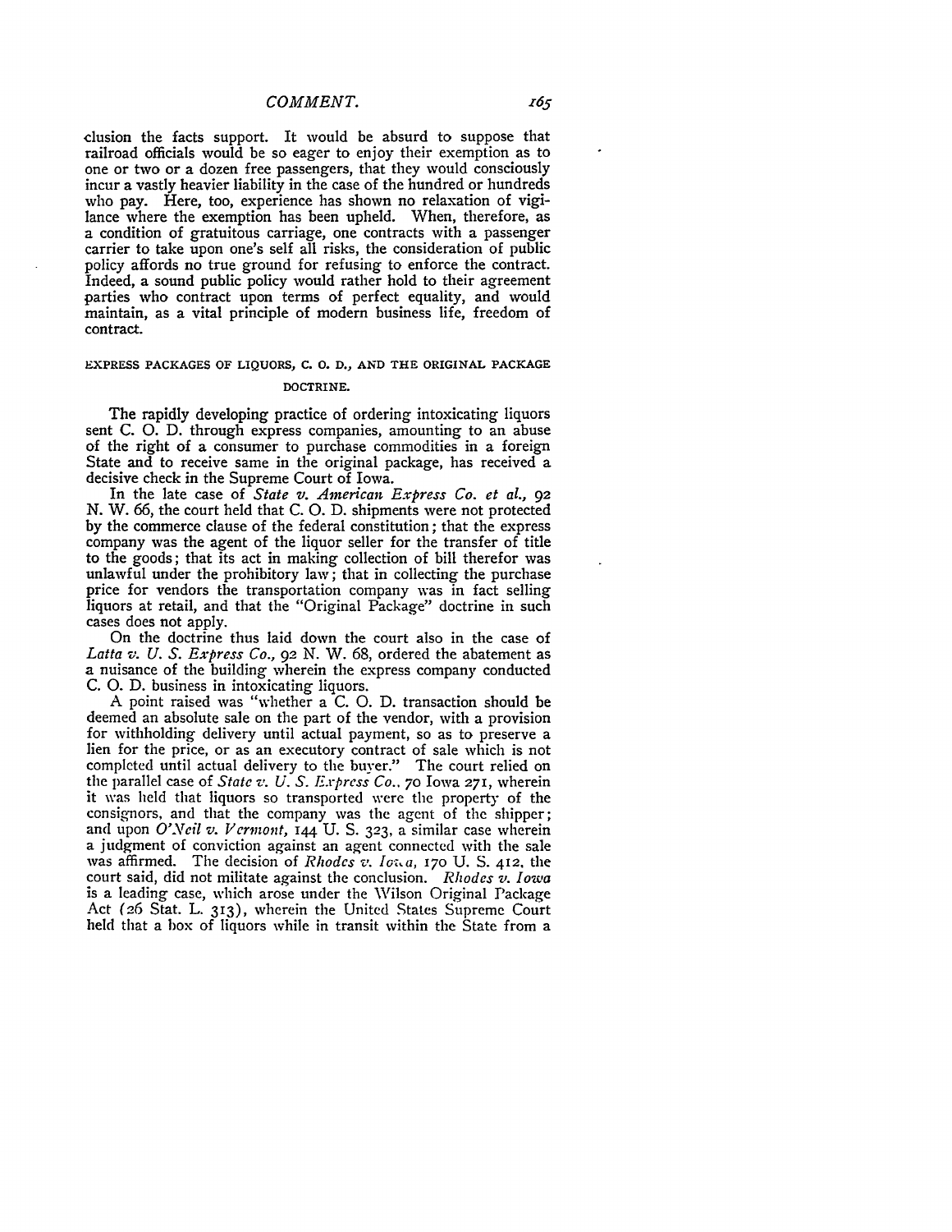clusion the facts support. It would be absurd to suppose that railroad officials would be so eager to enjoy their exemption as to one or two or a dozen free passengers, that they would consciously incur a vastly heavier liability in the case of the hundred or hundreds who pay. Here, too, experience has shown no relaxation of vigilance where the exemption has been upheld. When, therefore, as a condition of gratuitous carriage, one contracts with a passenger carrier to take upon one's self all risks, the consideration of public policy affords no true ground for refusing to enforce the contract. Indeed, a sound public policy would rather hold to their agreement parties who contract upon terms of perfect equality, and would maintain, as a vital principle of modern business life, freedom of contract.

## EXPRESS PACKAGES OF LIQUORS, C. O. D., AND THE ORIGINAL PACKAGE DOCTRINE.

The rapidly developing practice of ordering intoxicating liquors sent C. O. D. through express companies, amounting to an abuse of the right of a consumer to purchase commodities in a foreign State and to receive same in the original package, has received a decisive check in the Supreme Court of Iowa.

In the late case of *State v. American Express Co. et al.*, 92 N. W. 66, the court held that C. O. D. shipments were not protected by the commerce clause of the federal constitution; that the express company was the agent of the liquor seller for the transfer of title to the goods; that its act in making collection of bill therefor was unlawful under the prohibitory law; that in collecting the purchase price for vendors the transportation company was in fact selling liquors at retail, and that the "Original Package" doctrine in such cases does not apply.

On the doctrine thus laid down the court also in the case of *Latta v. U. S. Express Co.*, 92 N. W. 68, ordered the abatement as a nuisance of the building wherein the express company conducted C. O. D. business in intoxicating liquors.

A point raised was "whether a C. O. D. transaction should be deemed an absolute sale on the part of the vendor, with a provision for withholding delivery until actual payment, so as to preserve a lien for the price, or as an executory contract of sale which is not completed until actual delivery to the buyer." The court relied on the parallel case of *State v. U. S. Express Co.*, 70 Iowa 271, wherein it was held that liquors so transported were the property of the consignors, and that the company was the agent of the shipper; and upon *O'Neil v. Vermont*, 144 U. S. 323, a similar case wherein a judgment of conviction against an agent connected with the sale was affirmed. The decision of *Rhodes v. Iowa*, 170 U. S. 412, the court said, did not militate against the conclusion. *Rhodes v. Iowa* is a leading case, which arose under the Wilson Original Package Act (26 Stat. L. 313), wherein the United States Supreme Court held that a box of liquors while in transit within the State from a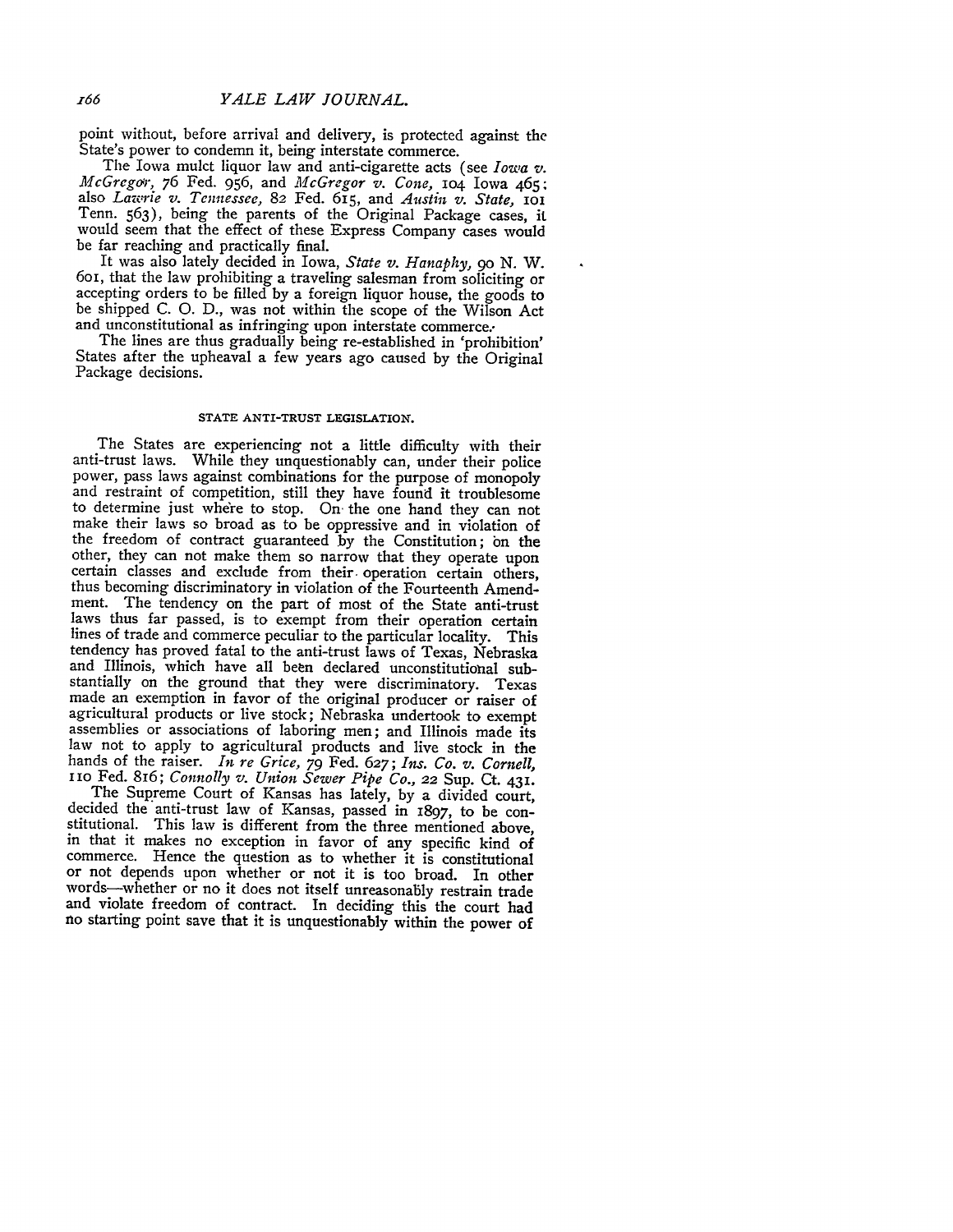point without, before arrival and delivery, is protected against the State's power to condemn it, being interstate commerce.

The Iowa mulct liquor law and anti-cigarette acts (see *Iowa v. McGregor*, 76 Fed. 956, and *McGregor v. Cone*, 104 Iowa 465; also *Lawrie v. Tennessee*, 82 Fed. 615, and *Austin v. State*, 101 Tenn. 563), being the parents of the Original Package cases, it would seem that the effect of these Express Company cases would be far reaching and practically final.

It was also lately decided in Iowa, *State v. Hanaphy*, 90 N. W. 601, that the law prohibiting a traveling salesman from soliciting or accepting orders to be filled by a foreign liquor house, the goods to be shipped C. O. D., was not within the scope of the Wilson Act and unconstitutional as infringing upon interstate commerce.

The lines are thus gradually being re-established in 'prohibition' States after the upheaval a few years ago caused by the Original Package decisions.

### STATE ANTI-TRUST LEGISLATION.

The States are experiencing not a little difficulty with their anti-trust laws. While they unquestionably can, under their police power, pass laws against combinations for the purpose of monopoly and restraint of competition, still they have found it troublesome to determine just where to stop. On the one hand they can not make their laws so broad as to be oppressive and in violation of the freedom of contract guaranteed by the Constitution; on the other, they can not make them so narrow that they operate upon certain classes and exclude from their operation certain others, thus becoming discriminatory in violation of the Fourteenth Amendment. The tendency on the part of most of the State anti-trust laws thus far passed, is to exempt from their operation certain lines of trade and commerce peculiar to the particular locality. This tendency has proved fatal to the anti-trust laws of Texas, Nebraska and Illinois, which have all been declared unconstitutional substantially on the ground that they were discriminatory. Texas made an exemption in favor of the original producer or raiser of agricultural products or live stock; Nebraska undertook to exempt assemblies or associations of laboring men; and Illinois made its law not to apply to agricultural products and live stock in the hands of the raiser. *In re Grice*, 79 Fed. 627; *Ins. Co. v. Cornell*, 110 Fed. 816; *Connolly v. Union Sewer Pipe Co.*, 22 Sup. Ct. 431.

The Supreme Court of Kansas has lately, by a divided court, decided the anti-trust law of Kansas, passed in 1897, to be constitutional. This law is different from the three mentioned above, in that it makes no exception in favor of any specific kind of commerce. Hence the question as to whether it is constitutional or not depends upon whether or not it is too broad. In other words—whether or no it does not itself unreasonably restrain trade and violate freedom of contract. In deciding this the court had no starting point save that it is unquestionably within the power of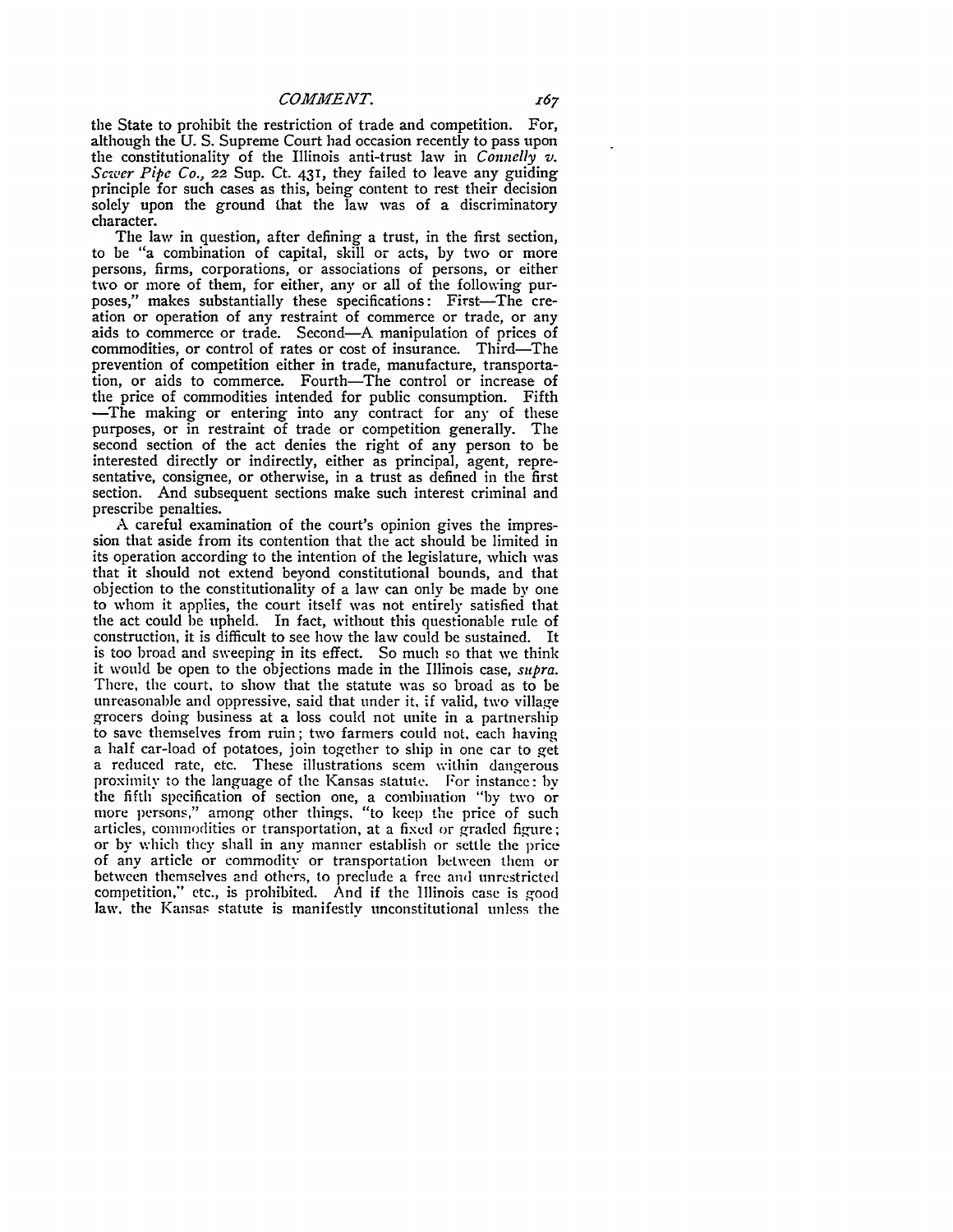the State to prohibit the restriction of trade and competition. For, although the U. S. Supreme Court had occasion recently to pass upon the constitutionality of the Illinois anti-trust law in *Connelly v. Sewer Pipe Co.,* 22 Sup. Ct. 431, they failed to leave any guiding principle for such cases as this, being content to rest their decision solely upon the ground that the law was of a discriminatory character.

The law in question, after defining a trust, in the first section, to be "a combination of capital, skill or acts, by two or more persons, firms, corporations, or associations of persons, or either two or more of them, for either, any or all of the following purposes," makes substantially these specifications: First—The creation or operation of any restraint of commerce or trade, or any aids to commerce or trade. Second—A manipulation of prices of commodities, or control of rates or cost of insurance. Third—The prevention of competition either in trade, manufacture, transportation, or aids to commerce. Fourth—The control or increase of the price of commodities intended for public consumption. Fifth—The making or entering into any contract for any of these purposes, or in restraint of trade or competition generally. The second section of the act denies the right of any person to be interested directly or indirectly, either as principal, agent, representative, consignee, or otherwise, in a trust as defined in the first section. And subsequent sections make such interest criminal and prescribe penalties.

A careful examination of the court's opinion gives the impression that aside from its contention that the act should be limited in its operation according to the intention of the legislature, which was that it should not extend beyond constitutional bounds, and that objection to the constitutionality of a law can only be made by one to whom it applies, the court itself was not entirely satisfied that the act could be upheld. In fact, without this questionable rule of construction, it is difficult to see how the law could be sustained. It is too broad and sweeping in its effect. So much so that we think it would be open to the objections made in the Illinois case, *supra.* There, the court, to show that the statute was so broad as to be unreasonable and oppressive, said that under it, if valid, two village grocers doing business at a loss could not unite in a partnership to save themselves from ruin; two farmers could not, each having a half car-load of potatoes, join together to ship in one car to get a reduced rate, etc. These illustrations seem within dangerous proximity to the language of the Kansas statute. For instance: by the fifth specification of section one, a combination "by two or more persons," among other things, "to keep the price of such articles, commodities or transportation, at a fixed or graded figure; or by which they shall in any manner establish or settle the price of any article or commodity or transportation between them or between themselves and others, to preclude a free and unrestricted competition," etc., is prohibited. And if the Illinois case is good law, the Kansas statute is manifestly unconstitutional unless the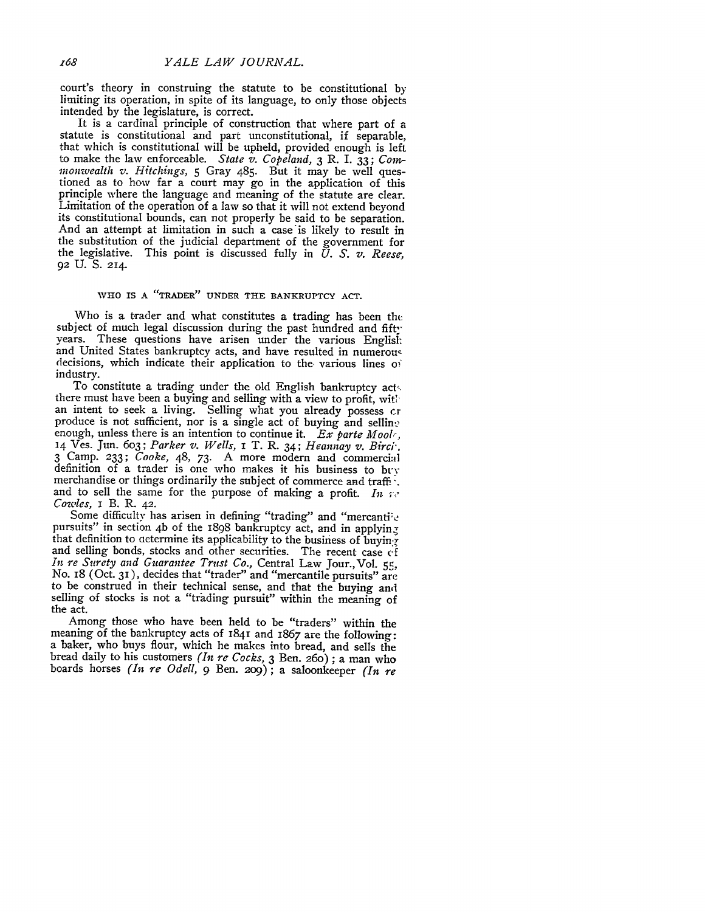court's theory in construing the statute to be constitutional by limiting its operation, in spite of its language, to only those objects intended by the legislature, is correct.

It is a cardinal principle of construction that where part of a statute is constitutional and part unconstitutional, if separable, that which is constitutional will be upheld, provided enough is left to make the law enforceable. *State v. Copeland,* 3 R. I. 33; *Commonwealth v. Hitchings,* 5 Gray 485. But it may be well questioned as to how far a court may go in the application of this principle where the language and meaning of the statute are clear. Limitation of the operation of a law so that it will not extend beyond its constitutional bounds, can not properly be said to be separation. And an attempt at limitation in such a case is likely to result in the substitution of the judicial department of the government for the legislative. This point is discussed fully in *U. S. v. Reese,* 92 U. S. 214.

## WHO IS A "TRADER" UNDER THE BANKRUPTCY ACT.

Who is a trader and what constitutes a trading has been the subject of much legal discussion during the past hundred and fifty years. These questions have arisen under the various English and United States bankruptcy acts, and have resulted in numerous decisions, which indicate their application to the various lines of industry.

To constitute a trading under the old English bankruptcy acts there must have been a buying and selling with a view to profit, with an intent to seek a living. Selling what you already possess or produce is not sufficient, nor is a single act of buying and selling enough, unless there is an intention to continue it. *Ex parte Moole,* 14 Ves. Jun. 603; *Parker v. Wells,* 1 T. R. 34; *Heannay v. Birch,* 3 Camp. 233; *Cooke,* 48, 73. A more modern and commercial definition of a trader is one who makes it his business to buy merchandise or things ordinarily the subject of commerce and traffic, and to sell the same for the purpose of making a profit. *In re Cowles,* 1 B. R. 42.

Some difficulty has arisen in defining "trading" and "mercantile pursuits" in section 4b of the 1898 bankruptcy act, and in applying that definition to determine its applicability to the business of buying and selling bonds, stocks and other securities. The recent case of *In re Surety and Guarantee Trust Co.,* Central Law Jour., Vol. 55, No. 18 (Oct. 31), decides that "trader" and "mercantile pursuits" are to be construed in their technical sense, and that the buying and selling of stocks is not a "trading pursuit" within the meaning of the act.

Among those who have been held to be "traders" within the meaning of the bankruptcy acts of 1841 and 1867 are the following: a baker, who buys flour, which he makes into bread, and sells the bread daily to his customers *(In re Cocks,* 3 Ben. 260); a man who boards horses *(In re Odell,* 9 Ben. 209); a saloonkeeper *(In re*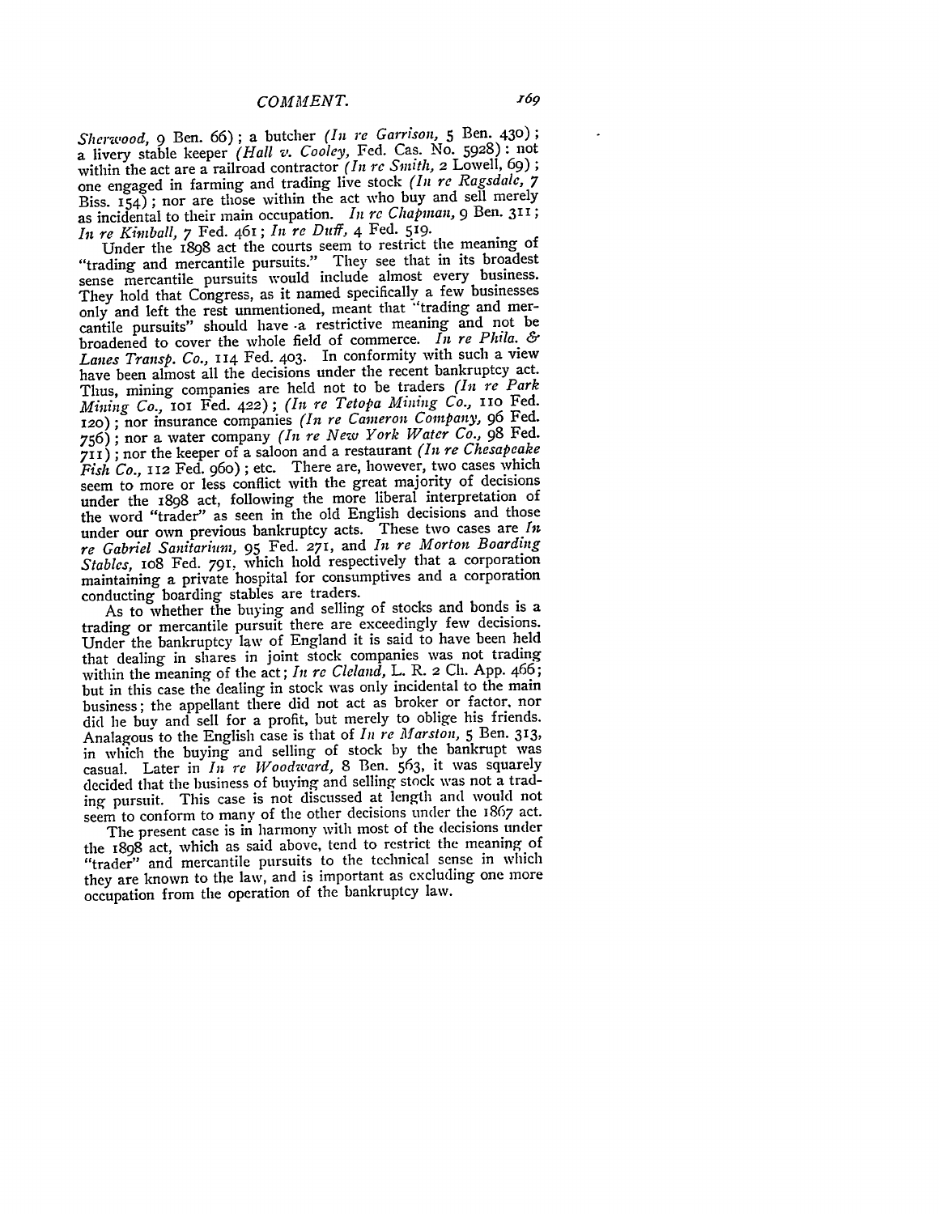*Sherwood*, 9 Ben. 66); a butcher (*In re Garrison*, 5 Ben. 430); a livery stable keeper (*Hall v. Cooley*, Fed. Cas. No. 5928): not within the act are a railroad contractor (*In re Smith*, 2 Lowell, 69); one engaged in farming and trading live stock (*In re Ragsdale*, 7 Biss. 154); nor are those within the act who buy and sell merely as incidental to their main occupation. *In re Chapman*, 9 Ben. 311; *In re Kimball*, 7 Fed. 461; *In re Duff*, 4 Fed. 519.

Under the 1898 act the courts seem to restrict the meaning of "trading and mercantile pursuits." They see that in its broadest sense mercantile pursuits would include almost every business. They hold that Congress, as it named specifically a few businesses only and left the rest unmentioned, meant that "trading and mercantile pursuits" should have a restrictive meaning and not be broadened to cover the whole field of commerce. *In re Phila. & Lanes Transp. Co.*, 114 Fed. 403. In conformity with such a view have been almost all the decisions under the recent bankruptcy act. Thus, mining companies are held not to be traders (*In re Park Mining Co.*, 101 Fed. 422); (*In re Tetopa Mining Co.*, 110 Fed. 120); nor insurance companies (*In re Cameron Company*, 96 Fed. 756); nor a water company (*In re New York Water Co.*, 98 Fed. 711); nor the keeper of a saloon and a restaurant (*In re Chesapeake Fish Co.*, 112 Fed. 960); etc. There are, however, two cases which seem to more or less conflict with the great majority of decisions under the 1898 act, following the more liberal interpretation of the word "trader" as seen in the old English decisions and those under our own previous bankruptcy acts. These two cases are *In re Gabriel Sanitarium*, 95 Fed. 271, and *In re Morton Boarding Stables*, 108 Fed. 791, which hold respectively that a corporation maintaining a private hospital for consumptives and a corporation conducting boarding stables are traders.

As to whether the buying and selling of stocks and bonds is a trading or mercantile pursuit there are exceedingly few decisions. Under the bankruptcy law of England it is said to have been held that dealing in shares in joint stock companies was not trading within the meaning of the act; *In re Cleland*, L. R. 2 Ch. App. 466; but in this case the dealing in stock was only incidental to the main business; the appellant there did not act as broker or factor, nor did he buy and sell for a profit, but merely to oblige his friends. Analagous to the English case is that of *In re Marston*, 5 Ben. 313, in which the buying and selling of stock by the bankrupt was casual. Later in *In re Woodward*, 8 Ben. 563, it was squarely decided that the business of buying and selling stock was not a trading pursuit. This case is not discussed at length and would not seem to conform to many of the other decisions under the 1867 act.

The present case is in harmony with most of the decisions under the 1898 act, which as said above, tend to restrict the meaning of "trader" and mercantile pursuits to the technical sense in which they are known to the law, and is important as excluding one more occupation from the operation of the bankruptcy law.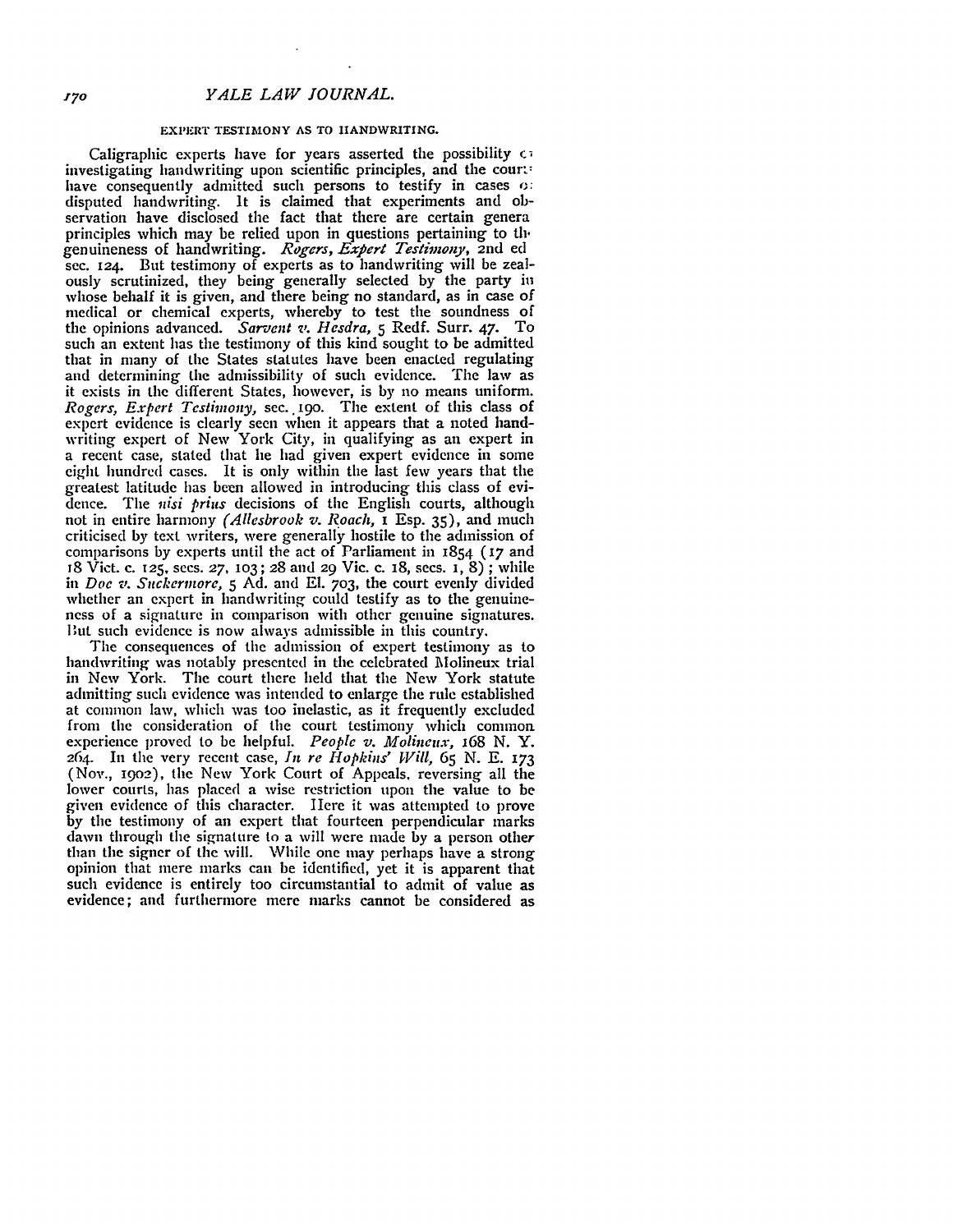## EXPERT TESTIMONY AS TO HANDWRITING.

Caligraphic experts have for years asserted the possibility of investigating handwriting upon scientific principles, and the courts have consequently admitted such persons to testify in cases of disputed handwriting. It is claimed that experiments and observation have disclosed the fact that there are certain general principles which may be relied upon in questions pertaining to the genuineness of handwriting. *Rogers, Expert Testimony*, 2nd ed. sec. 124. But testimony of experts as to handwriting will be zealously scrutinized, they being generally selected by the party in whose behalf it is given, and there being no standard, as in case of medical or chemical experts, whereby to test the soundness of the opinions advanced. *Sarvent v. Hesdra*, 5 Redf. Surr. 47. To such an extent has the testimony of this kind sought to be admitted that in many of the States statutes have been enacted regulating and determining the admissibility of such evidence. The law as it exists in the different States, however, is by no means uniform. *Rogers, Expert Testimony*, sec. 190. The extent of this class of expert evidence is clearly seen when it appears that a noted handwriting expert of New York City, in qualifying as an expert in a recent case, stated that he had given expert evidence in some eight hundred cases. It is only within the last few years that the greatest latitude has been allowed in introducing this class of evidence. The *nisi prius* decisions of the English courts, although not in entire harmony *(Allesbrook v. Roach*, 1 Esp. 35), and much criticised by text writers, were generally hostile to the admission of comparisons by experts until the act of Parliament in 1854 (17 and 18 Vict. c. 125, secs. 27, 103; 28 and 29 Vic. c. 18, secs. 1, 8); while in *Doe v. Suckermore*, 5 Ad. and El. 703, the court evenly divided whether an expert in handwriting could testify as to the genuineness of a signature in comparison with other genuine signatures. But such evidence is now always admissible in this country.

The consequences of the admission of expert testimony as to handwriting was notably presented in the celebrated Molineux trial in New York. The court there held that the New York statute admitting such evidence was intended to enlarge the rule established at common law, which was too inelastic, as it frequently excluded from the consideration of the court testimony which common experience proved to be helpful. *People v. Molineux*, 168 N. Y. 264. In the very recent case, *In re Hopkins' Will*, 65 N. E. 173 (Nov., 1902), the New York Court of Appeals, reversing all the lower courts, has placed a wise restriction upon the value to be given evidence of this character. Here it was attempted to prove by the testimony of an expert that fourteen perpendicular marks dawn through the signature to a will were made by a person other than the signer of the will. While one may perhaps have a strong opinion that mere marks can be identified, yet it is apparent that such evidence is entirely too circumstantial to admit of value as evidence; and furthermore mere marks cannot be considered as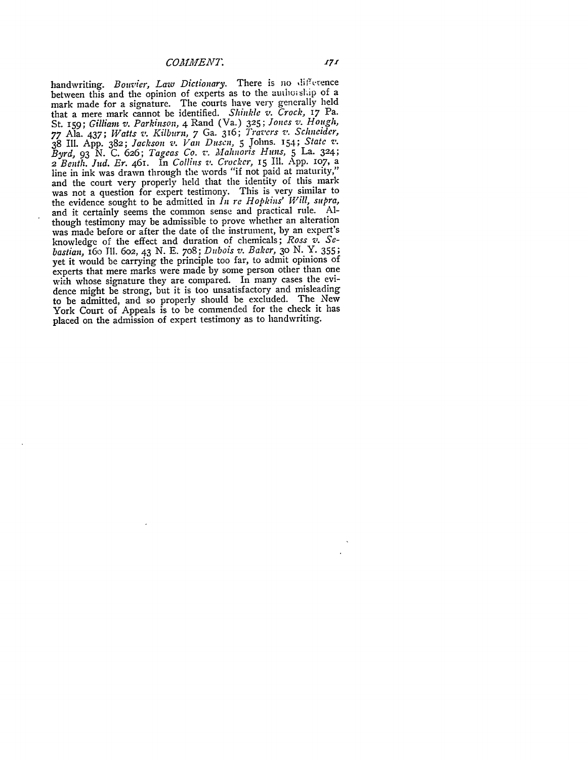handwriting. *Bouvier, Law Dictionary.* There is no difference between this and the opinion of experts as to the authorship of a mark made for a signature. The courts have very generally held that a mere mark cannot be identified. *Shinkle v. Crock,* 17 Pa. St. 159; *Gilliam v. Parkinson,* 4 Rand (Va.) 325; *Jones v. Hough,* 77 Ala. 437; *Watts v. Kilburn,* 7 Ga. 316; *Travers v. Schneider,* 38 Ill. App. 382; *Jackson v. Van Dusen,* 5 Johns. 154; *State v. Byrd,* 93 N. C. 626; *Tageas Co. v. Mahnoris Huns,* 5 La. 324; *2 Benth. Jud. Er.* 461. In *Collins v. Crocker,* 15 Ill. App. 107, a line in ink was drawn through the words "if not paid at maturity," and the court very properly held that the identity of this mark was not a question for expert testimony. This is very similar to the evidence sought to be admitted in *In re Hopkins' Will, supra,* and it certainly seems the common sense and practical rule. Although testimony may be admissible to prove whether an alteration was made before or after the date of the instrument, by an expert's knowledge of the effect and duration of chemicals; *Ross v. Sebastian,* 160 Ill. 602, 43 N. E. 708; *Dubois v. Baker,* 30 N. Y. 355; yet it would be carrying the principle too far, to admit opinions of experts that mere marks were made by some person other than one with whose signature they are compared. In many cases the evidence might be strong, but it is too unsatisfactory and misleading to be admitted, and so properly should be excluded. The New York Court of Appeals is to be commended for the check it has placed on the admission of expert testimony as to handwriting.